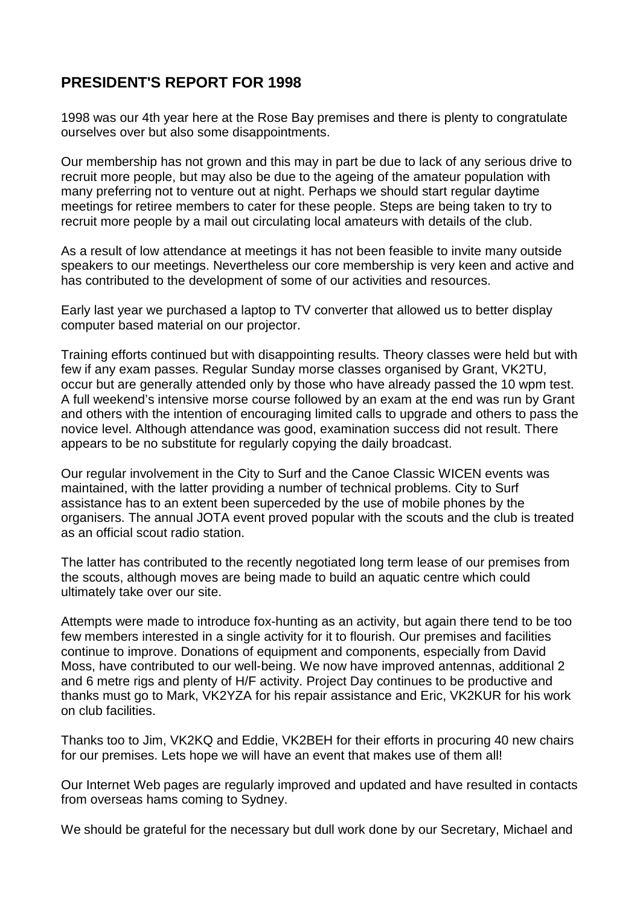## PRESIDENT'S REPORT FOR 1998

1998 was our 4th year here at the Rose Bay premises and there is plenty to congratulate ourselves over but also some disappointments.

Our membership has not grown and this may in part be due to lack of any serious drive to recruit more people, but may also be due to the ageing of the amateur population with many preferring not to venture out at night. Perhaps we should start regular daytime meetings for retiree members to cater for these people. Steps are being taken to try to recruit more people by a mail out circulating local amateurs with details of the club.

As a result of low attendance at meetings it has not been feasible to invite many outside speakers to our meetings. Nevertheless our core membership is very keen and active and has contributed to the development of some of our activities and resources.

Early last year we purchased a laptop to TV converter that allowed us to better display computer based material on our projector.

Training efforts continued but with disappointing results. Theory classes were held but with few if any exam passes. Regular Sunday morse classes organised by Grant, VK2TU, occur but are generally attended only by those who have already passed the 10 wpm test. A full weekend's intensive morse course followed by an exam at the end was run by Grant and others with the intention of encouraging limited calls to upgrade and others to pass the novice level. Although attendance was good, examination success did not result. There appears to be no substitute for regularly copying the daily broadcast.

Our regular involvement in the City to Surf and the Canoe Classic WICEN events was maintained, with the latter providing a number of technical problems. City to Surf assistance has to an extent been superceded by the use of mobile phones by the organisers. The annual JOTA event proved popular with the scouts and the club is treated as an official scout radio station.

The latter has contributed to the recently negotiated long term lease of our premises from the scouts, although moves are being made to build an aquatic centre which could ultimately take over our site.

Attempts were made to introduce fox-hunting as an activity, but again there tend to be too few members interested in a single activity for it to flourish. Our premises and facilities continue to improve. Donations of equipment and components, especially from David Moss, have contributed to our well-being. We now have improved antennas, additional 2 and 6 metre rigs and plenty of H/F activity. Project Day continues to be productive and thanks must go to Mark, VK2YZA for his repair assistance and Eric, VK2KUR for his work on club facilities.

Thanks too to Jim, VK2KQ and Eddie, VK2BEH for their efforts in procuring 40 new chairs for our premises. Lets hope we will have an event that makes use of them all!

Our Internet Web pages are regularly improved and updated and have resulted in contacts from overseas hams coming to Sydney.

We should be grateful for the necessary but dull work done by our Secretary, Michael and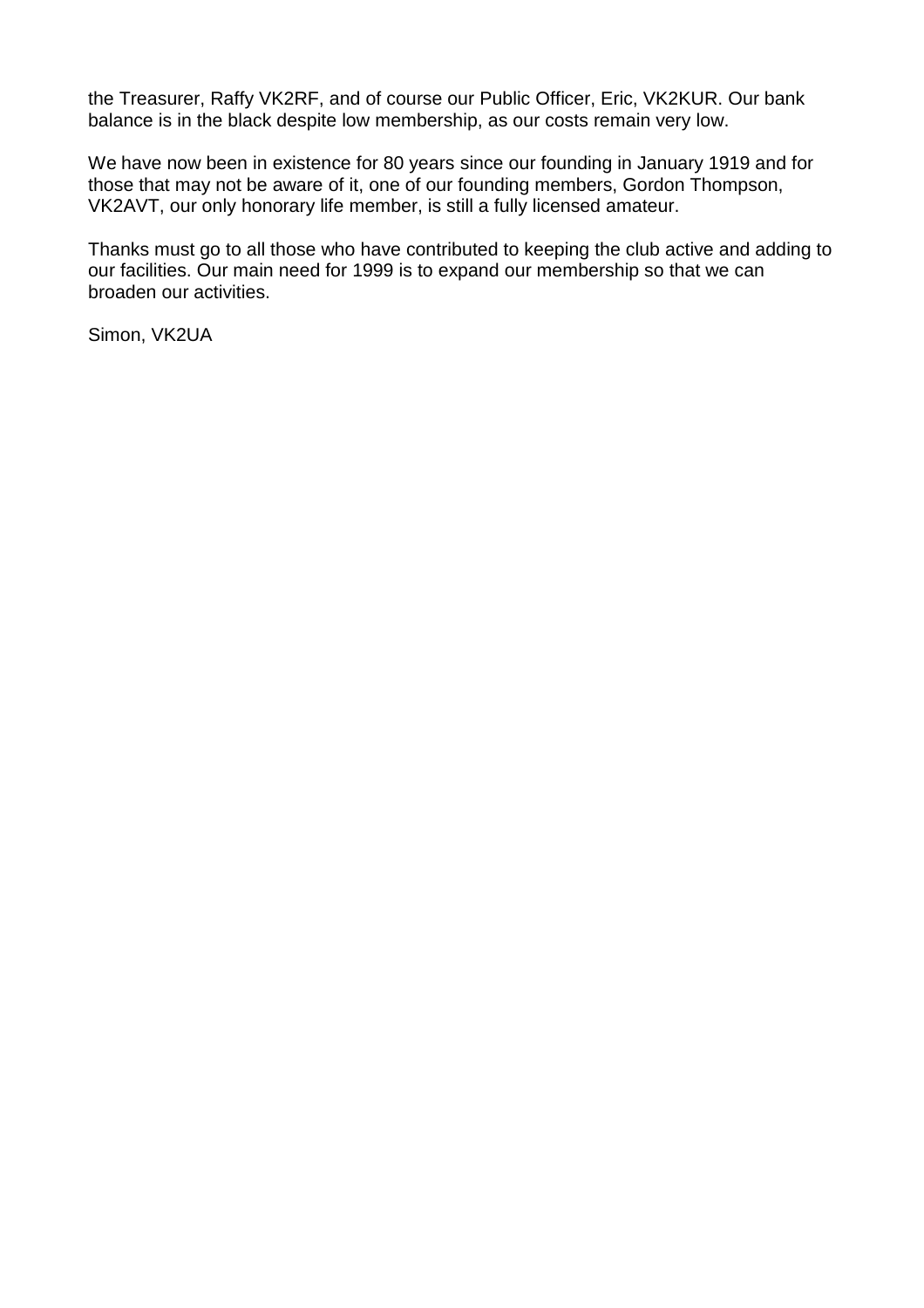the Treasurer, Raffy VK2RF, and of course our Public Officer, Eric, VK2KUR. Our bank balance is in the black despite low membership, as our costs remain very low.

We have now been in existence for 80 years since our founding in January 1919 and for those that may not be aware of it, one of our founding members, Gordon Thompson, VK2AVT, our only honorary life member, is still a fully licensed amateur.

Thanks must go to all those who have contributed to keeping the club active and adding to our facilities. Our main need for 1999 is to expand our membership so that we can broaden our activities.

Simon, VK2UA